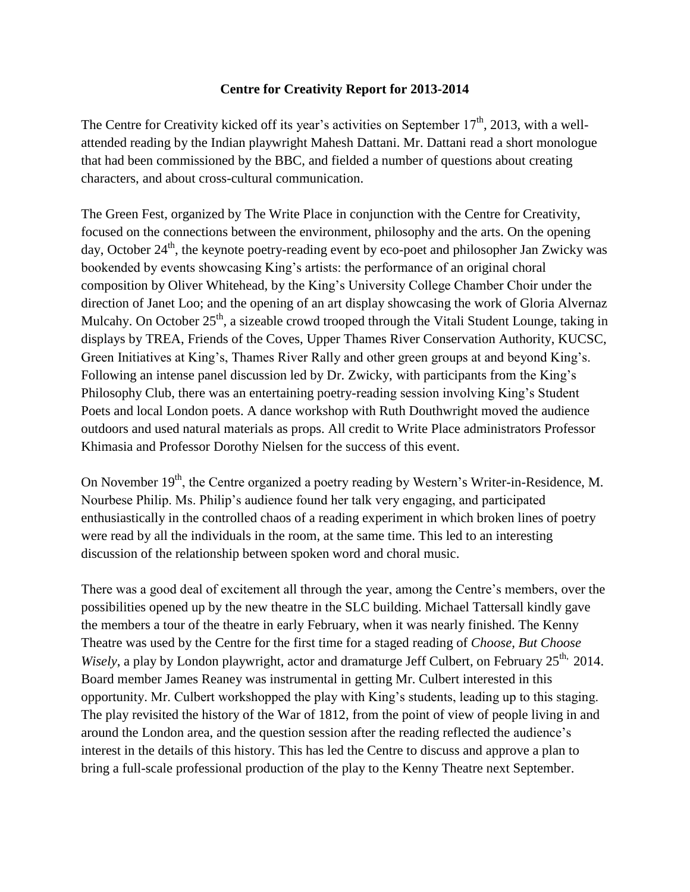# Centre for Creativity Report for 2013-2014

The Centre for Creativity kicked off its year's activities on September 17th, 2013, with a well-attended reading by the Indian playwright Mahesh Dattani. Mr. Dattani read a short monologue that had been commissioned by the BBC, and fielded a number of questions about creating characters, and about cross-cultural communication.

The Green Fest, organized by The Write Place in conjunction with the Centre for Creativity, focused on the connections between the environment, philosophy and the arts. On the opening day, October 24th, the keynote poetry-reading event by eco-poet and philosopher Jan Zwicky was bookended by events showcasing King's artists: the performance of an original choral composition by Oliver Whitehead, by the King's University College Chamber Choir under the direction of Janet Loo; and the opening of an art display showcasing the work of Gloria Alvernaz Mulcahy. On October 25th, a sizeable crowd trooped through the Vitali Student Lounge, taking in displays by TREA, Friends of the Coves, Upper Thames River Conservation Authority, KUCSC, Green Initiatives at King's, Thames River Rally and other green groups at and beyond King's. Following an intense panel discussion led by Dr. Zwicky, with participants from the King's Philosophy Club, there was an entertaining poetry-reading session involving King's Student Poets and local London poets. A dance workshop with Ruth Douthwright moved the audience outdoors and used natural materials as props. All credit to Write Place administrators Professor Khimasia and Professor Dorothy Nielsen for the success of this event.

On November 19th, the Centre organized a poetry reading by Western's Writer-in-Residence, M. Nourbese Philip. Ms. Philip's audience found her talk very engaging, and participated enthusiastically in the controlled chaos of a reading experiment in which broken lines of poetry were read by all the individuals in the room, at the same time. This led to an interesting discussion of the relationship between spoken word and choral music.

There was a good deal of excitement all through the year, among the Centre's members, over the possibilities opened up by the new theatre in the SLC building. Michael Tattersall kindly gave the members a tour of the theatre in early February, when it was nearly finished. The Kenny Theatre was used by the Centre for the first time for a staged reading of *Choose, But Choose Wisely*, a play by London playwright, actor and dramaturge Jeff Culbert, on February 25th, 2014. Board member James Reaney was instrumental in getting Mr. Culbert interested in this opportunity. Mr. Culbert workshopped the play with King's students, leading up to this staging. The play revisited the history of the War of 1812, from the point of view of people living in and around the London area, and the question session after the reading reflected the audience's interest in the details of this history. This has led the Centre to discuss and approve a plan to bring a full-scale professional production of the play to the Kenny Theatre next September.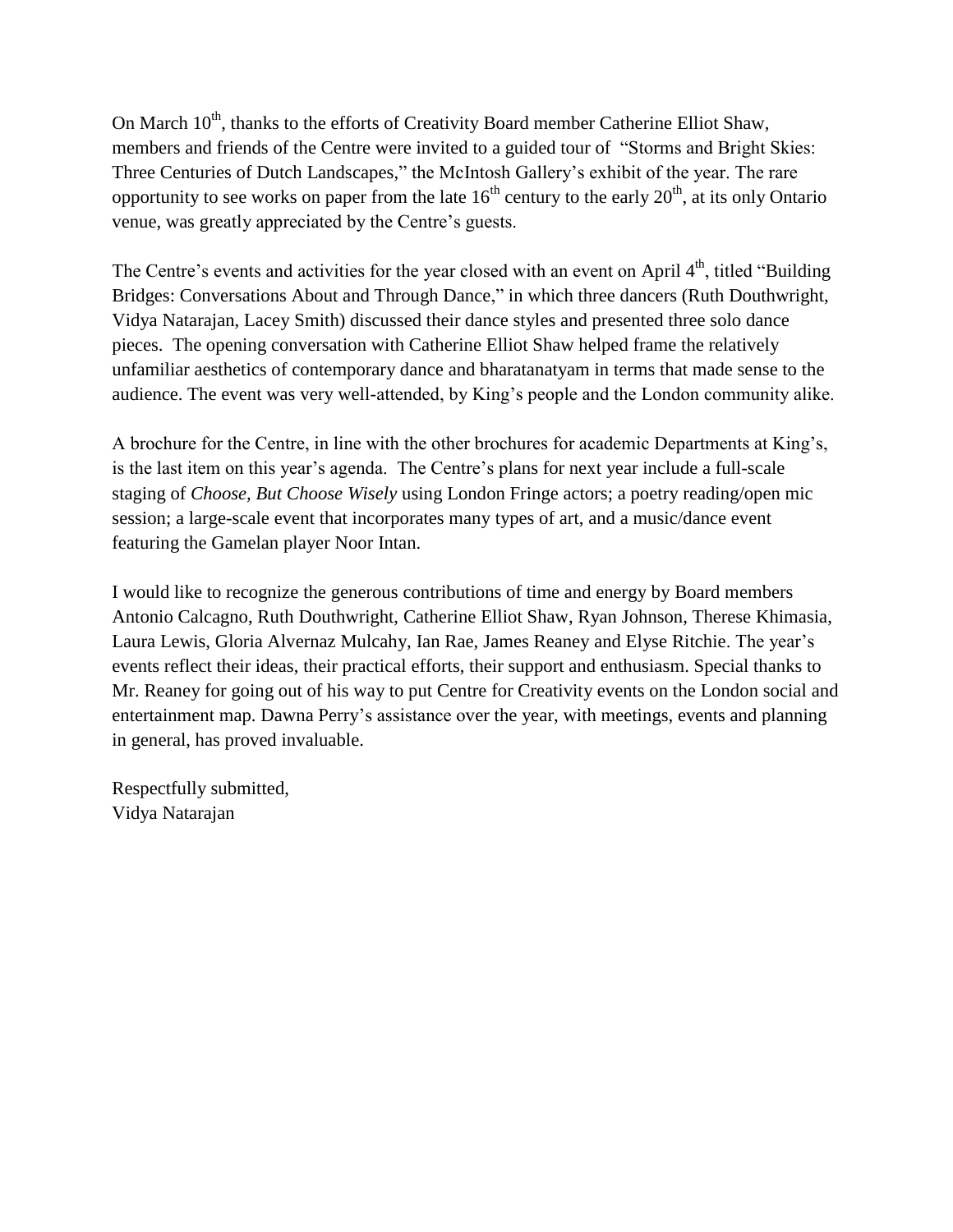On March 10th, thanks to the efforts of Creativity Board member Catherine Elliot Shaw, members and friends of the Centre were invited to a guided tour of "Storms and Bright Skies: Three Centuries of Dutch Landscapes," the McIntosh Gallery's exhibit of the year. The rare opportunity to see works on paper from the late 16th century to the early 20th, at its only Ontario venue, was greatly appreciated by the Centre's guests.

The Centre's events and activities for the year closed with an event on April 4th, titled "Building Bridges: Conversations About and Through Dance," in which three dancers (Ruth Douthwright, Vidya Natarajan, Lacey Smith) discussed their dance styles and presented three solo dance pieces. The opening conversation with Catherine Elliot Shaw helped frame the relatively unfamiliar aesthetics of contemporary dance and bharatanatyam in terms that made sense to the audience. The event was very well-attended, by King's people and the London community alike.

A brochure for the Centre, in line with the other brochures for academic Departments at King's, is the last item on this year's agenda. The Centre's plans for next year include a full-scale staging of *Choose, But Choose Wisely* using London Fringe actors; a poetry reading/open mic session; a large-scale event that incorporates many types of art, and a music/dance event featuring the Gamelan player Noor Intan.

I would like to recognize the generous contributions of time and energy by Board members Antonio Calcagno, Ruth Douthwright, Catherine Elliot Shaw, Ryan Johnson, Therese Khimasia, Laura Lewis, Gloria Alvernaz Mulcahy, Ian Rae, James Reaney and Elyse Ritchie. The year's events reflect their ideas, their practical efforts, their support and enthusiasm. Special thanks to Mr. Reaney for going out of his way to put Centre for Creativity events on the London social and entertainment map. Dawna Perry's assistance over the year, with meetings, events and planning in general, has proved invaluable.

Respectfully submitted,
Vidya Natarajan